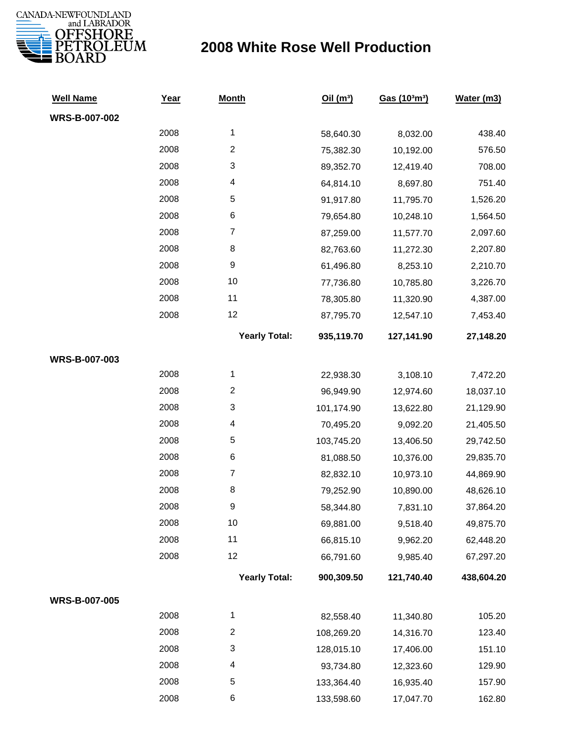CANADA-NEWFOUNDLAND and LABRADOR OFFSHORE PETROLEUM BOARD

# 2008 White Rose Well Production

| Well Name | Year | Month | Oil ($m^3$) | Gas ($10^3m^3$) | Water (m3) |
|---|---|---|---|---|---|
| **WRS-B-007-002** | | | | | |
| | 2008 | 1 | 58,640.30 | 8,032.00 | 438.40 |
| | 2008 | 2 | 75,382.30 | 10,192.00 | 576.50 |
| | 2008 | 3 | 89,352.70 | 12,419.40 | 708.00 |
| | 2008 | 4 | 64,814.10 | 8,697.80 | 751.40 |
| | 2008 | 5 | 91,917.80 | 11,795.70 | 1,526.20 |
| | 2008 | 6 | 79,654.80 | 10,248.10 | 1,564.50 |
| | 2008 | 7 | 87,259.00 | 11,577.70 | 2,097.60 |
| | 2008 | 8 | 82,763.60 | 11,272.30 | 2,207.80 |
| | 2008 | 9 | 61,496.80 | 8,253.10 | 2,210.70 |
| | 2008 | 10 | 77,736.80 | 10,785.80 | 3,226.70 |
| | 2008 | 11 | 78,305.80 | 11,320.90 | 4,387.00 |
| | 2008 | 12 | 87,795.70 | 12,547.10 | 7,453.40 |
| | | **Yearly Total:** | **935,119.70** | **127,141.90** | **27,148.20** |
| **WRS-B-007-003** | | | | | |
| | 2008 | 1 | 22,938.30 | 3,108.10 | 7,472.20 |
| | 2008 | 2 | 96,949.90 | 12,974.60 | 18,037.10 |
| | 2008 | 3 | 101,174.90 | 13,622.80 | 21,129.90 |
| | 2008 | 4 | 70,495.20 | 9,092.20 | 21,405.50 |
| | 2008 | 5 | 103,745.20 | 13,406.50 | 29,742.50 |
| | 2008 | 6 | 81,088.50 | 10,376.00 | 29,835.70 |
| | 2008 | 7 | 82,832.10 | 10,973.10 | 44,869.90 |
| | 2008 | 8 | 79,252.90 | 10,890.00 | 48,626.10 |
| | 2008 | 9 | 58,344.80 | 7,831.10 | 37,864.20 |
| | 2008 | 10 | 69,881.00 | 9,518.40 | 49,875.70 |
| | 2008 | 11 | 66,815.10 | 9,962.20 | 62,448.20 |
| | 2008 | 12 | 66,791.60 | 9,985.40 | 67,297.20 |
| | | **Yearly Total:** | **900,309.50** | **121,740.40** | **438,604.20** |
| **WRS-B-007-005** | | | | | |
| | 2008 | 1 | 82,558.40 | 11,340.80 | 105.20 |
| | 2008 | 2 | 108,269.20 | 14,316.70 | 123.40 |
| | 2008 | 3 | 128,015.10 | 17,406.00 | 151.10 |
| | 2008 | 4 | 93,734.80 | 12,323.60 | 129.90 |
| | 2008 | 5 | 133,364.40 | 16,935.40 | 157.90 |
| | 2008 | 6 | 133,598.60 | 17,047.70 | 162.80 |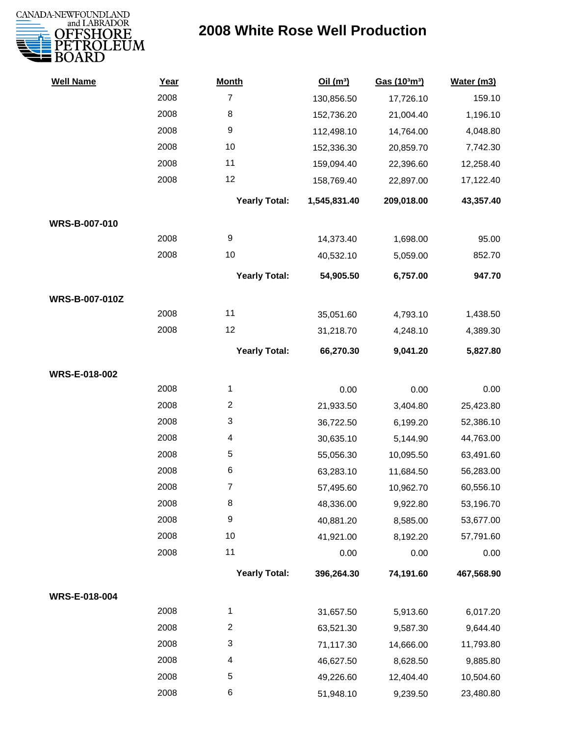# 2008 White Rose Well Production

| Well Name | Year | Month | Oil ($m^3$) | Gas ($10^3m^3$) | Water (m3) |
|---|---|---|---|---|---|
| | 2008 | 7 | 130,856.50 | 17,726.10 | 159.10 |
| | 2008 | 8 | 152,736.20 | 21,004.40 | 1,196.10 |
| | 2008 | 9 | 112,498.10 | 14,764.00 | 4,048.80 |
| | 2008 | 10 | 152,336.30 | 20,859.70 | 7,742.30 |
| | 2008 | 11 | 159,094.40 | 22,396.60 | 12,258.40 |
| | 2008 | 12 | 158,769.40 | 22,897.00 | 17,122.40 |
| | | **Yearly Total:** | **1,545,831.40** | **209,018.00** | **43,357.40** |
| **WRS-B-007-010** | | | | | |
| | 2008 | 9 | 14,373.40 | 1,698.00 | 95.00 |
| | 2008 | 10 | 40,532.10 | 5,059.00 | 852.70 |
| | | **Yearly Total:** | **54,905.50** | **6,757.00** | **947.70** |
| **WRS-B-007-010Z** | | | | | |
| | 2008 | 11 | 35,051.60 | 4,793.10 | 1,438.50 |
| | 2008 | 12 | 31,218.70 | 4,248.10 | 4,389.30 |
| | | **Yearly Total:** | **66,270.30** | **9,041.20** | **5,827.80** |
| **WRS-E-018-002** | | | | | |
| | 2008 | 1 | 0.00 | 0.00 | 0.00 |
| | 2008 | 2 | 21,933.50 | 3,404.80 | 25,423.80 |
| | 2008 | 3 | 36,722.50 | 6,199.20 | 52,386.10 |
| | 2008 | 4 | 30,635.10 | 5,144.90 | 44,763.00 |
| | 2008 | 5 | 55,056.30 | 10,095.50 | 63,491.60 |
| | 2008 | 6 | 63,283.10 | 11,684.50 | 56,283.00 |
| | 2008 | 7 | 57,495.60 | 10,962.70 | 60,556.10 |
| | 2008 | 8 | 48,336.00 | 9,922.80 | 53,196.70 |
| | 2008 | 9 | 40,881.20 | 8,585.00 | 53,677.00 |
| | 2008 | 10 | 41,921.00 | 8,192.20 | 57,791.60 |
| | 2008 | 11 | 0.00 | 0.00 | 0.00 |
| | | **Yearly Total:** | **396,264.30** | **74,191.60** | **467,568.90** |
| **WRS-E-018-004** | | | | | |
| | 2008 | 1 | 31,657.50 | 5,913.60 | 6,017.20 |
| | 2008 | 2 | 63,521.30 | 9,587.30 | 9,644.40 |
| | 2008 | 3 | 71,117.30 | 14,666.00 | 11,793.80 |
| | 2008 | 4 | 46,627.50 | 8,628.50 | 9,885.80 |
| | 2008 | 5 | 49,226.60 | 12,404.40 | 10,504.60 |
| | 2008 | 6 | 51,948.10 | 9,239.50 | 23,480.80 |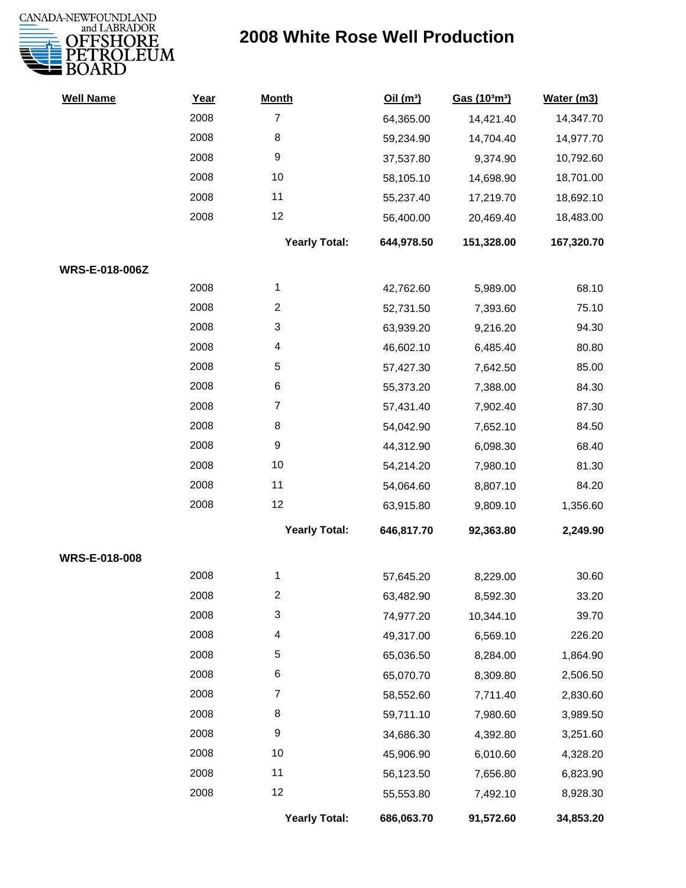# 2008 White Rose Well Production

| Well Name | Year | Month | Oil (m³) | Gas (10³m³) | Water (m3) |
|---|---|---|---|---|---|
| | 2008 | 7 | 64,365.00 | 14,421.40 | 14,347.70 |
| | 2008 | 8 | 59,234.90 | 14,704.40 | 14,977.70 |
| | 2008 | 9 | 37,537.80 | 9,374.90 | 10,792.60 |
| | 2008 | 10 | 58,105.10 | 14,698.90 | 18,701.00 |
| | 2008 | 11 | 55,237.40 | 17,219.70 | 18,692.10 |
| | 2008 | 12 | 56,400.00 | 20,469.40 | 18,483.00 |
| | | **Yearly Total:** | **644,978.50** | **151,328.00** | **167,320.70** |
| **WRS-E-018-006Z** | | | | | |
| | 2008 | 1 | 42,762.60 | 5,989.00 | 68.10 |
| | 2008 | 2 | 52,731.50 | 7,393.60 | 75.10 |
| | 2008 | 3 | 63,939.20 | 9,216.20 | 94.30 |
| | 2008 | 4 | 46,602.10 | 6,485.40 | 80.80 |
| | 2008 | 5 | 57,427.30 | 7,642.50 | 85.00 |
| | 2008 | 6 | 55,373.20 | 7,388.00 | 84.30 |
| | 2008 | 7 | 57,431.40 | 7,902.40 | 87.30 |
| | 2008 | 8 | 54,042.90 | 7,652.10 | 84.50 |
| | 2008 | 9 | 44,312.90 | 6,098.30 | 68.40 |
| | 2008 | 10 | 54,214.20 | 7,980.10 | 81.30 |
| | 2008 | 11 | 54,064.60 | 8,807.10 | 84.20 |
| | 2008 | 12 | 63,915.80 | 9,809.10 | 1,356.60 |
| | | **Yearly Total:** | **646,817.70** | **92,363.80** | **2,249.90** |
| **WRS-E-018-008** | | | | | |
| | 2008 | 1 | 57,645.20 | 8,229.00 | 30.60 |
| | 2008 | 2 | 63,482.90 | 8,592.30 | 33.20 |
| | 2008 | 3 | 74,977.20 | 10,344.10 | 39.70 |
| | 2008 | 4 | 49,317.00 | 6,569.10 | 226.20 |
| | 2008 | 5 | 65,036.50 | 8,284.00 | 1,864.90 |
| | 2008 | 6 | 65,070.70 | 8,309.80 | 2,506.50 |
| | 2008 | 7 | 58,552.60 | 7,711.40 | 2,830.60 |
| | 2008 | 8 | 59,711.10 | 7,980.60 | 3,989.50 |
| | 2008 | 9 | 34,686.30 | 4,392.80 | 3,251.60 |
| | 2008 | 10 | 45,906.90 | 6,010.60 | 4,328.20 |
| | 2008 | 11 | 56,123.50 | 7,656.80 | 6,823.90 |
| | 2008 | 12 | 55,553.80 | 7,492.10 | 8,928.30 |
| | | **Yearly Total:** | **686,063.70** | **91,572.60** | **34,853.20** |